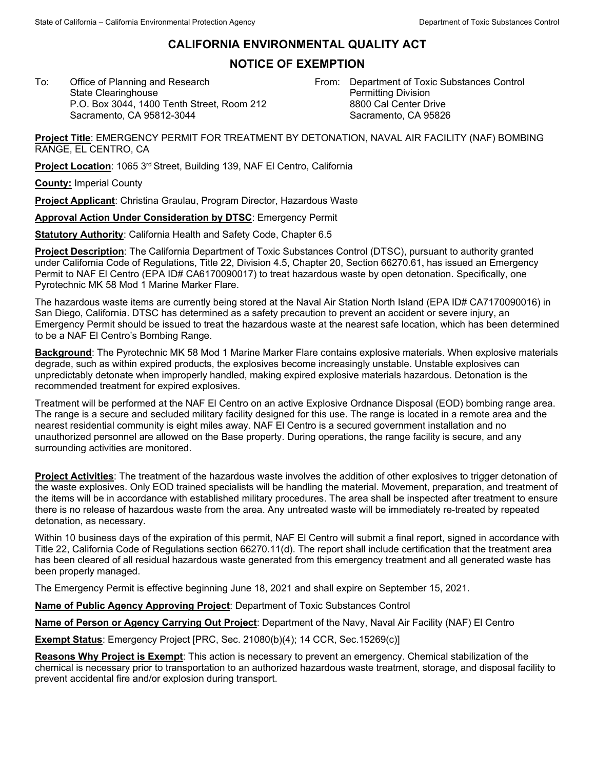# CALIFORNIA ENVIRONMENTAL QUALITY ACT

## NOTICE OF EXEMPTION

To: Office of Planning and Research
State Clearinghouse
P.O. Box 3044, 1400 Tenth Street, Room 212
Sacramento, CA 95812-3044

From: Department of Toxic Substances Control
Permitting Division
8800 Cal Center Drive
Sacramento, CA 95826

**Project Title**: EMERGENCY PERMIT FOR TREATMENT BY DETONATION, NAVAL AIR FACILITY (NAF) BOMBING RANGE, EL CENTRO, CA

**Project Location**: 1065 3rd Street, Building 139, NAF El Centro, California

**County:** Imperial County

**Project Applicant**: Christina Graulau, Program Director, Hazardous Waste

**Approval Action Under Consideration by DTSC**: Emergency Permit

**Statutory Authority**: California Health and Safety Code, Chapter 6.5

**Project Description**: The California Department of Toxic Substances Control (DTSC), pursuant to authority granted under California Code of Regulations, Title 22, Division 4.5, Chapter 20, Section 66270.61, has issued an Emergency Permit to NAF El Centro (EPA ID# CA6170090017) to treat hazardous waste by open detonation. Specifically, one Pyrotechnic MK 58 Mod 1 Marine Marker Flare.

The hazardous waste items are currently being stored at the Naval Air Station North Island (EPA ID# CA7170090016) in San Diego, California. DTSC has determined as a safety precaution to prevent an accident or severe injury, an Emergency Permit should be issued to treat the hazardous waste at the nearest safe location, which has been determined to be a NAF El Centro's Bombing Range.

**Background**: The Pyrotechnic MK 58 Mod 1 Marine Marker Flare contains explosive materials. When explosive materials degrade, such as within expired products, the explosives become increasingly unstable. Unstable explosives can unpredictably detonate when improperly handled, making expired explosive materials hazardous. Detonation is the recommended treatment for expired explosives.

Treatment will be performed at the NAF El Centro on an active Explosive Ordnance Disposal (EOD) bombing range area. The range is a secure and secluded military facility designed for this use. The range is located in a remote area and the nearest residential community is eight miles away. NAF El Centro is a secured government installation and no unauthorized personnel are allowed on the Base property. During operations, the range facility is secure, and any surrounding activities are monitored.

**Project Activities**: The treatment of the hazardous waste involves the addition of other explosives to trigger detonation of the waste explosives. Only EOD trained specialists will be handling the material. Movement, preparation, and treatment of the items will be in accordance with established military procedures. The area shall be inspected after treatment to ensure there is no release of hazardous waste from the area. Any untreated waste will be immediately re-treated by repeated detonation, as necessary.

Within 10 business days of the expiration of this permit, NAF El Centro will submit a final report, signed in accordance with Title 22, California Code of Regulations section 66270.11(d). The report shall include certification that the treatment area has been cleared of all residual hazardous waste generated from this emergency treatment and all generated waste has been properly managed.

The Emergency Permit is effective beginning June 18, 2021 and shall expire on September 15, 2021.

**Name of Public Agency Approving Project**: Department of Toxic Substances Control

**Name of Person or Agency Carrying Out Project**: Department of the Navy, Naval Air Facility (NAF) El Centro

**Exempt Status**: Emergency Project [PRC, Sec. 21080(b)(4); 14 CCR, Sec.15269(c)]

**Reasons Why Project is Exempt**: This action is necessary to prevent an emergency. Chemical stabilization of the chemical is necessary prior to transportation to an authorized hazardous waste treatment, storage, and disposal facility to prevent accidental fire and/or explosion during transport.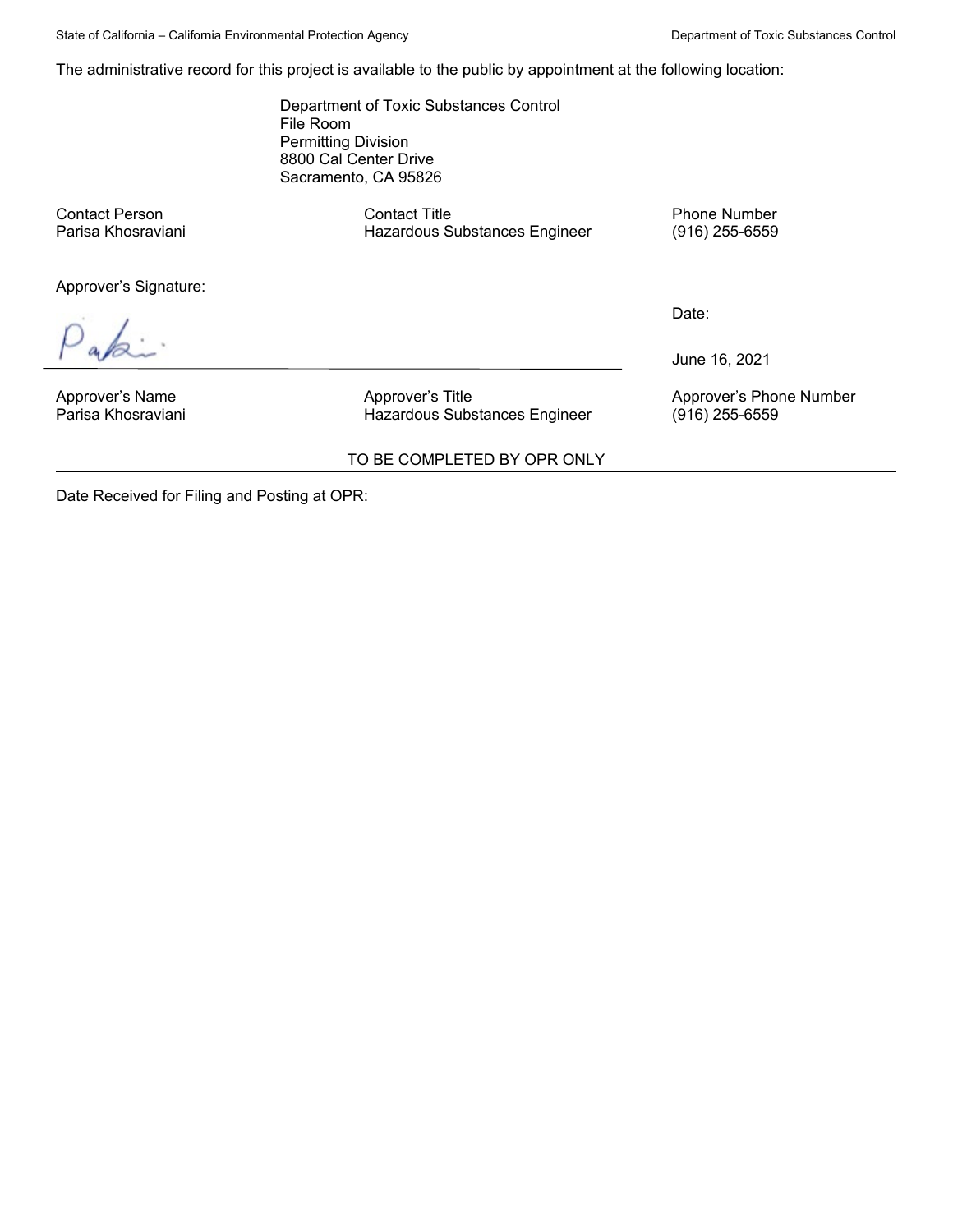The administrative record for this project is available to the public by appointment at the following location:

Department of Toxic Substances Control
File Room
Permitting Division
8800 Cal Center Drive
Sacramento, CA 95826

| Contact Person | Contact Title | Phone Number |
|---|---|---|
| Parisa Khosraviani | Hazardous Substances Engineer | (916) 255-6559 |

Approver's Signature:

Date:

June 16, 2021

| Approver's Name | Approver's Title | Approver's Phone Number |
|---|---|---|
| Parisa Khosraviani | Hazardous Substances Engineer | (916) 255-6559 |

TO BE COMPLETED BY OPR ONLY

Date Received for Filing and Posting at OPR: